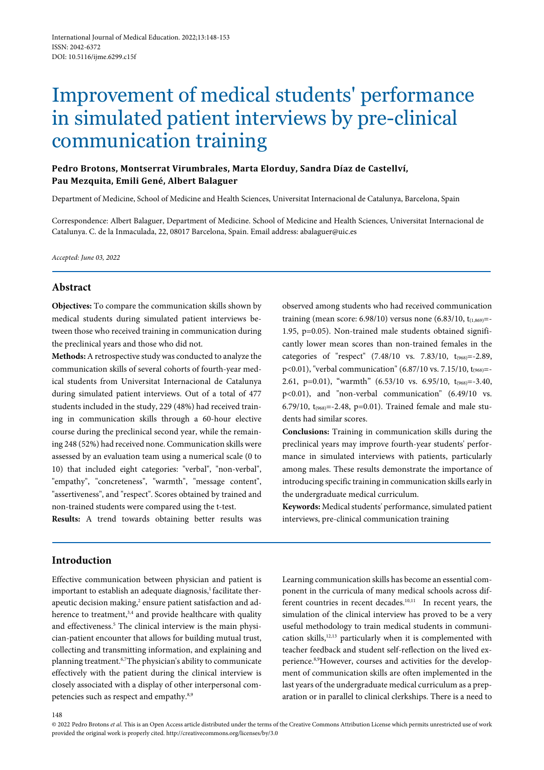International Journal of Medical Education. 2022;13:148-153
ISSN: 2042-6372
DOI: 10.5116/ijme.6299.c15f

# Improvement of medical students' performance in simulated patient interviews by pre-clinical communication training

**Pedro Brotons, Montserrat Virumbrales, Marta Elorduy, Sandra Díaz de Castellví, Pau Mezquita, Emili Gené, Albert Balaguer**

Department of Medicine, School of Medicine and Health Sciences, Universitat Internacional de Catalunya, Barcelona, Spain

Correspondence: Albert Balaguer, Department of Medicine. School of Medicine and Health Sciences, Universitat Internacional de Catalunya. C. de la Inmaculada, 22, 08017 Barcelona, Spain. Email address: abalaguer@uic.es

*Accepted: June 03, 2022*

## Abstract

**Objectives:** To compare the communication skills shown by medical students during simulated patient interviews between those who received training in communication during the preclinical years and those who did not.

**Methods:** A retrospective study was conducted to analyze the communication skills of several cohorts of fourth-year medical students from Universitat Internacional de Catalunya during simulated patient interviews. Out of a total of 477 students included in the study, 229 (48%) had received training in communication skills through a 60-hour elective course during the preclinical second year, while the remaining 248 (52%) had received none. Communication skills were assessed by an evaluation team using a numerical scale (0 to 10) that included eight categories: "verbal", "non-verbal", "empathy", "concreteness", "warmth", "message content", "assertiveness", and "respect". Scores obtained by trained and non-trained students were compared using the t-test.

**Results:** A trend towards obtaining better results was observed among students who had received communication training (mean score: 6.98/10) versus none (6.83/10, $t_{(1,869)}$=-1.95, p=0.05). Non-trained male students obtained significantly lower mean scores than non-trained females in the categories of "respect" (7.48/10 vs. 7.83/10, $t_{(968)}$=-2.89, p<0.01), "verbal communication" (6.87/10 vs. 7.15/10, $t_{(968)}$=-2.61, p=0.01), "warmth" (6.53/10 vs. 6.95/10, $t_{(968)}$=-3.40, p<0.01), and "non-verbal communication" (6.49/10 vs. 6.79/10, $t_{(968)}$=-2.48, p=0.01). Trained female and male students had similar scores.

**Conclusions:** Training in communication skills during the preclinical years may improve fourth-year students' performance in simulated interviews with patients, particularly among males. These results demonstrate the importance of introducing specific training in communication skills early in the undergraduate medical curriculum.

**Keywords:** Medical students' performance, simulated patient interviews, pre-clinical communication training

## Introduction

Effective communication between physician and patient is important to establish an adequate diagnosis,[1] facilitate therapeutic decision making,[2] ensure patient satisfaction and adherence to treatment,[3,4] and provide healthcare with quality and effectiveness.[5] The clinical interview is the main physician-patient encounter that allows for building mutual trust, collecting and transmitting information, and explaining and planning treatment.[6,7] The physician's ability to communicate effectively with the patient during the clinical interview is closely associated with a display of other interpersonal competencies such as respect and empathy.[8,9]

Learning communication skills has become an essential component in the curricula of many medical schools across different countries in recent decades.[10,11] In recent years, the simulation of the clinical interview has proved to be a very useful methodology to train medical students in communication skills,[12,13] particularly when it is complemented with teacher feedback and student self-reflection on the lived experience.[8,9] However, courses and activities for the development of communication skills are often implemented in the last years of the undergraduate medical curriculum as a preparation or in parallel to clinical clerkships. There is a need to

© 2022 Pedro Brotons *et al*. This is an Open Access article distributed under the terms of the Creative Commons Attribution License which permits unrestricted use of work provided the original work is properly cited. http://creativecommons.org/licenses/by/3.0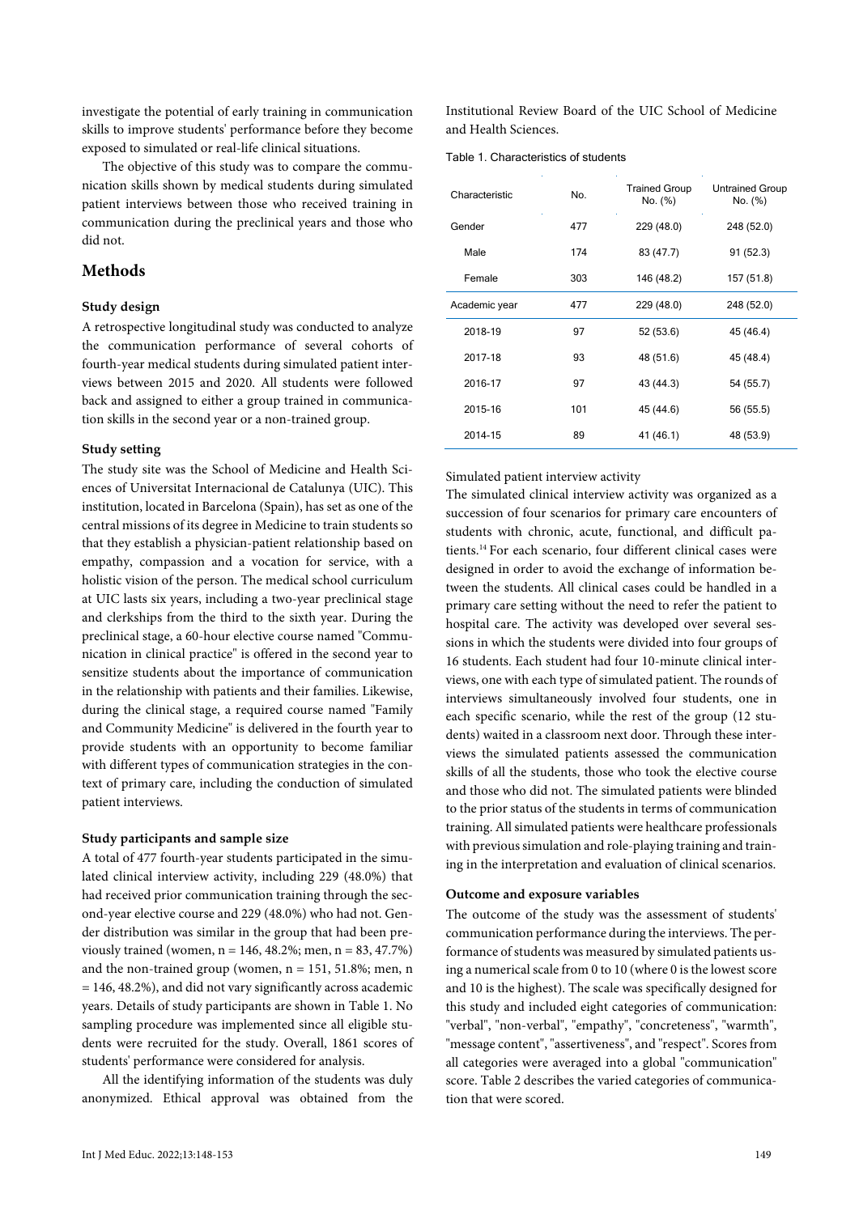investigate the potential of early training in communication skills to improve students' performance before they become exposed to simulated or real-life clinical situations.

The objective of this study was to compare the communication skills shown by medical students during simulated patient interviews between those who received training in communication during the preclinical years and those who did not.

## Methods

### Study design

A retrospective longitudinal study was conducted to analyze the communication performance of several cohorts of fourth-year medical students during simulated patient interviews between 2015 and 2020. All students were followed back and assigned to either a group trained in communication skills in the second year or a non-trained group.

### Study setting

The study site was the School of Medicine and Health Sciences of Universitat Internacional de Catalunya (UIC). This institution, located in Barcelona (Spain), has set as one of the central missions of its degree in Medicine to train students so that they establish a physician-patient relationship based on empathy, compassion and a vocation for service, with a holistic vision of the person. The medical school curriculum at UIC lasts six years, including a two-year preclinical stage and clerkships from the third to the sixth year. During the preclinical stage, a 60-hour elective course named "Communication in clinical practice" is offered in the second year to sensitize students about the importance of communication in the relationship with patients and their families. Likewise, during the clinical stage, a required course named "Family and Community Medicine" is delivered in the fourth year to provide students with an opportunity to become familiar with different types of communication strategies in the context of primary care, including the conduction of simulated patient interviews.

### Study participants and sample size

A total of 477 fourth-year students participated in the simulated clinical interview activity, including 229 (48.0%) that had received prior communication training through the second-year elective course and 229 (48.0%) who had not. Gender distribution was similar in the group that had been previously trained (women, n = 146, 48.2%; men, n = 83, 47.7%) and the non-trained group (women, n = 151, 51.8%; men, n = 146, 48.2%), and did not vary significantly across academic years. Details of study participants are shown in Table 1. No sampling procedure was implemented since all eligible students were recruited for the study. Overall, 1861 scores of students' performance were considered for analysis.

All the identifying information of the students was duly anonymized. Ethical approval was obtained from the Institutional Review Board of the UIC School of Medicine and Health Sciences.

Table 1. Characteristics of students

| Characteristic | No. | Trained Group No. (%) | Untrained Group No. (%) |
|---|---|---|---|
| Gender | 477 | 229 (48.0) | 248 (52.0) |
| Male | 174 | 83 (47.7) | 91 (52.3) |
| Female | 303 | 146 (48.2) | 157 (51.8) |
| Academic year | 477 | 229 (48.0) | 248 (52.0) |
| 2018-19 | 97 | 52 (53.6) | 45 (46.4) |
| 2017-18 | 93 | 48 (51.6) | 45 (48.4) |
| 2016-17 | 97 | 43 (44.3) | 54 (55.7) |
| 2015-16 | 101 | 45 (44.6) | 56 (55.5) |
| 2014-15 | 89 | 41 (46.1) | 48 (53.9) |

Simulated patient interview activity

The simulated clinical interview activity was organized as a succession of four scenarios for primary care encounters of students with chronic, acute, functional, and difficult patients.[14] For each scenario, four different clinical cases were designed in order to avoid the exchange of information between the students. All clinical cases could be handled in a primary care setting without the need to refer the patient to hospital care. The activity was developed over several sessions in which the students were divided into four groups of 16 students. Each student had four 10-minute clinical interviews, one with each type of simulated patient. The rounds of interviews simultaneously involved four students, one in each specific scenario, while the rest of the group (12 students) waited in a classroom next door. Through these interviews the simulated patients assessed the communication skills of all the students, those who took the elective course and those who did not. The simulated patients were blinded to the prior status of the students in terms of communication training. All simulated patients were healthcare professionals with previous simulation and role-playing training and training in the interpretation and evaluation of clinical scenarios.

### Outcome and exposure variables

The outcome of the study was the assessment of students' communication performance during the interviews. The performance of students was measured by simulated patients using a numerical scale from 0 to 10 (where 0 is the lowest score and 10 is the highest). The scale was specifically designed for this study and included eight categories of communication: "verbal", "non-verbal", "empathy", "concreteness", "warmth", "message content", "assertiveness", and "respect". Scores from all categories were averaged into a global "communication" score. Table 2 describes the varied categories of communication that were scored.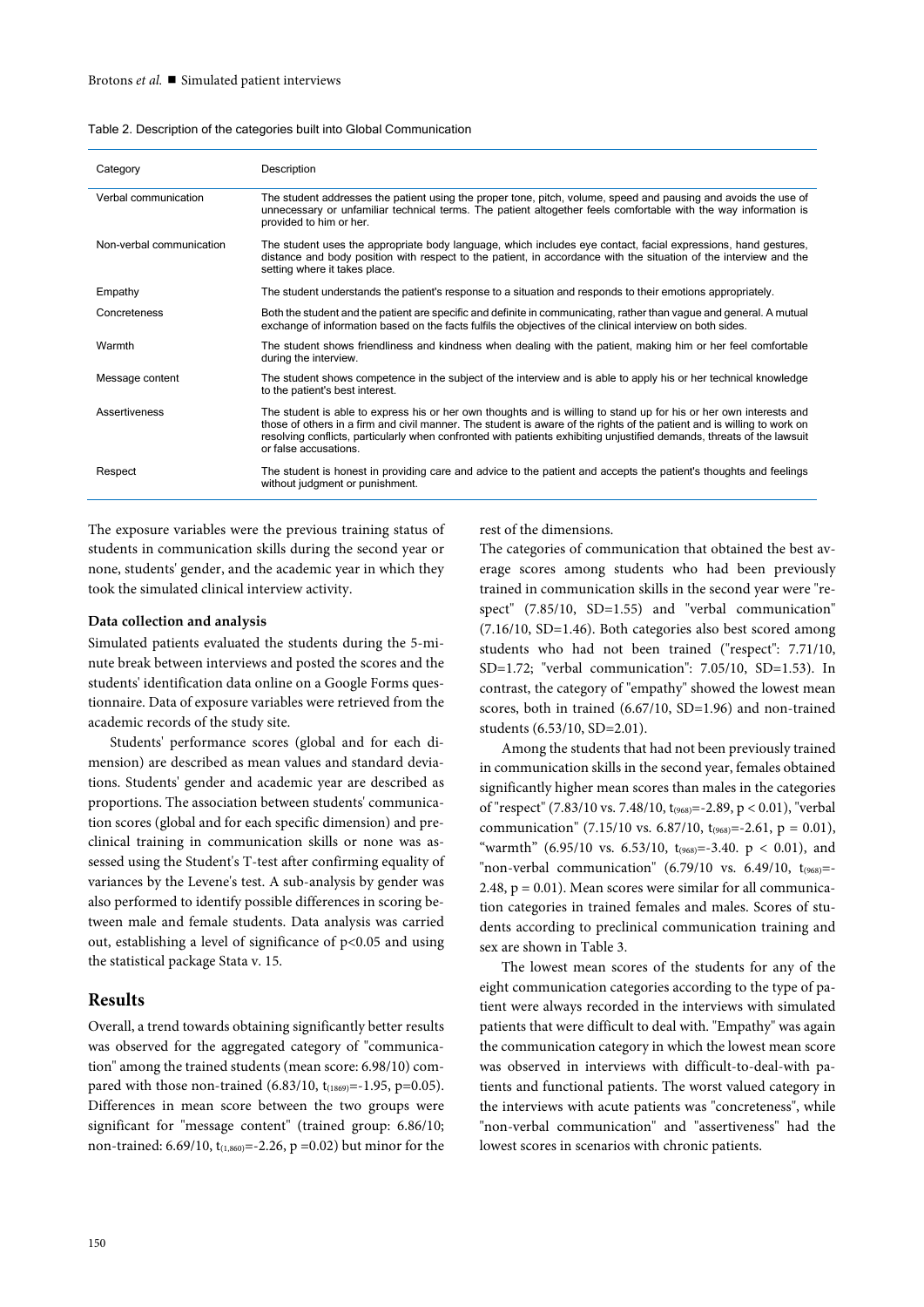Table 2. Description of the categories built into Global Communication

| Category | Description |
|---|---|
| Verbal communication | The student addresses the patient using the proper tone, pitch, volume, speed and pausing and avoids the use of unnecessary or unfamiliar technical terms. The patient altogether feels comfortable with the way information is provided to him or her. |
| Non-verbal communication | The student uses the appropriate body language, which includes eye contact, facial expressions, hand gestures, distance and body position with respect to the patient, in accordance with the situation of the interview and the setting where it takes place. |
| Empathy | The student understands the patient's response to a situation and responds to their emotions appropriately. |
| Concreteness | Both the student and the patient are specific and definite in communicating, rather than vague and general. A mutual exchange of information based on the facts fulfils the objectives of the clinical interview on both sides. |
| Warmth | The student shows friendliness and kindness when dealing with the patient, making him or her feel comfortable during the interview. |
| Message content | The student shows competence in the subject of the interview and is able to apply his or her technical knowledge to the patient's best interest. |
| Assertiveness | The student is able to express his or her own thoughts and is willing to stand up for his or her own interests and those of others in a firm and civil manner. The student is aware of the rights of the patient and is willing to work on resolving conflicts, particularly when confronted with patients exhibiting unjustified demands, threats of the lawsuit or false accusations. |
| Respect | The student is honest in providing care and advice to the patient and accepts the patient's thoughts and feelings without judgment or punishment. |

The exposure variables were the previous training status of students in communication skills during the second year or none, students' gender, and the academic year in which they took the simulated clinical interview activity.

### Data collection and analysis

Simulated patients evaluated the students during the 5-minute break between interviews and posted the scores and the students' identification data online on a Google Forms questionnaire. Data of exposure variables were retrieved from the academic records of the study site.

Students' performance scores (global and for each dimension) are described as mean values and standard deviations. Students' gender and academic year are described as proportions. The association between students' communication scores (global and for each specific dimension) and preclinical training in communication skills or none was assessed using the Student's T-test after confirming equality of variances by the Levene's test. A sub-analysis by gender was also performed to identify possible differences in scoring between male and female students. Data analysis was carried out, establishing a level of significance of $p<0.05$ and using the statistical package Stata v. 15.

## Results

Overall, a trend towards obtaining significantly better results was observed for the aggregated category of "communication" among the trained students (mean score: 6.98/10) compared with those non-trained (6.83/10, $t_{(1869)}=-1.95$, p=0.05). Differences in mean score between the two groups were significant for "message content" (trained group: 6.86/10; non-trained: 6.69/10, $t_{(1,860)}=-2.26$, p =0.02) but minor for the rest of the dimensions.

The categories of communication that obtained the best average scores among students who had been previously trained in communication skills in the second year were "respect" (7.85/10, SD=1.55) and "verbal communication" (7.16/10, SD=1.46). Both categories also best scored among students who had not been trained ("respect": 7.71/10, SD=1.72; "verbal communication": 7.05/10, SD=1.53). In contrast, the category of "empathy" showed the lowest mean scores, both in trained (6.67/10, SD=1.96) and non-trained students (6.53/10, SD=2.01).

Among the students that had not been previously trained in communication skills in the second year, females obtained significantly higher mean scores than males in the categories of "respect" (7.83/10 vs. 7.48/10, $t_{(968)}=-2.89$, $p < 0.01$), "verbal communication" (7.15/10 vs. 6.87/10, $t_{(968)}=-2.61$, p = 0.01), "warmth" (6.95/10 vs. 6.53/10, $t_{(968)}=-3.40$. $p < 0.01$), and "non-verbal communication" (6.79/10 vs. 6.49/10, $t_{(968)}=-2.48$, p = 0.01). Mean scores were similar for all communication categories in trained females and males. Scores of students according to preclinical communication training and sex are shown in Table 3.

The lowest mean scores of the students for any of the eight communication categories according to the type of patient were always recorded in the interviews with simulated patients that were difficult to deal with. "Empathy" was again the communication category in which the lowest mean score was observed in interviews with difficult-to-deal-with patients and functional patients. The worst valued category in the interviews with acute patients was "concreteness", while "non-verbal communication" and "assertiveness" had the lowest scores in scenarios with chronic patients.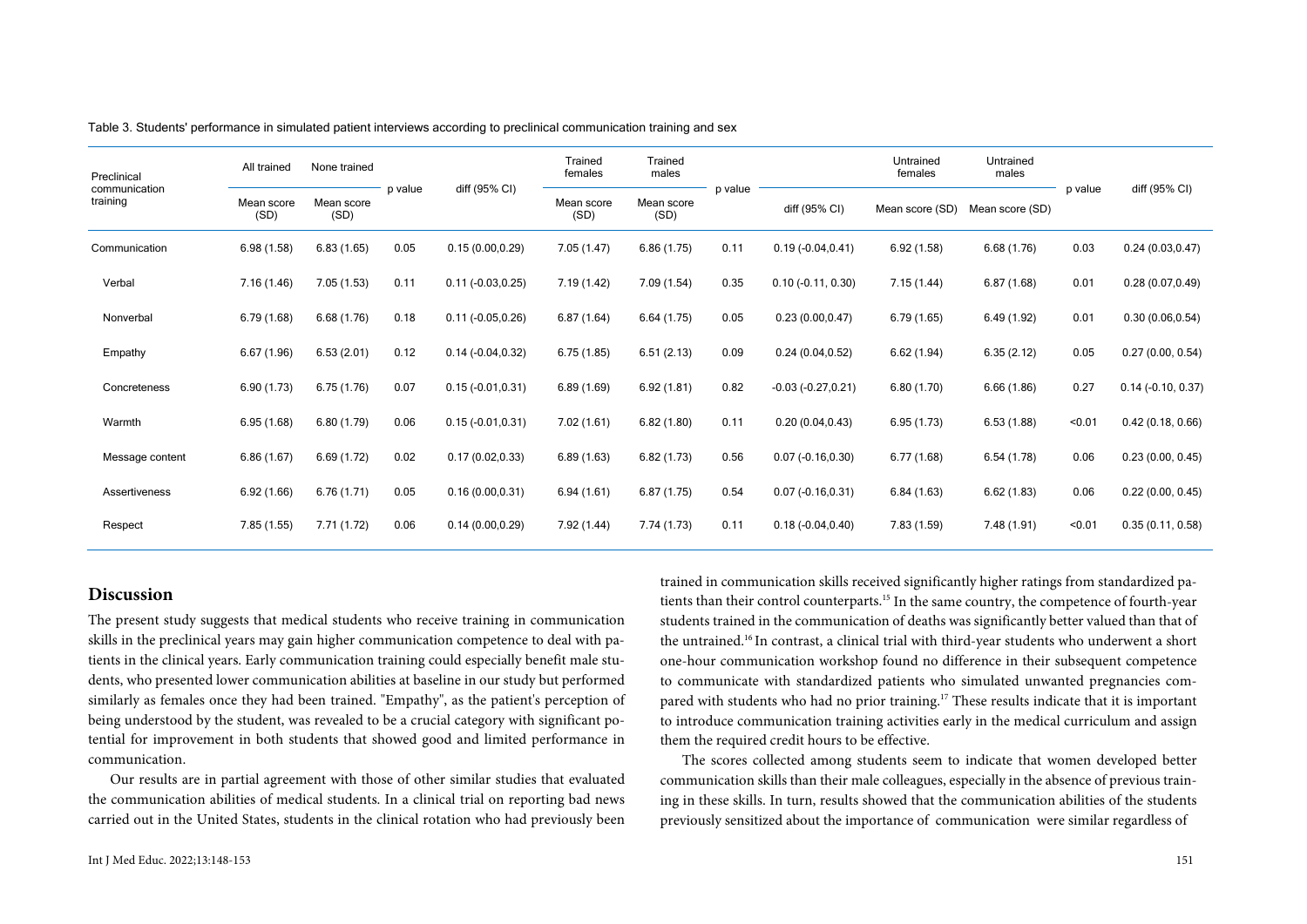Table 3. Students' performance in simulated patient interviews according to preclinical communication training and sex

| Preclinical communication training | All trained | None trained | p value | diff (95% CI) | Trained females | Trained males | p value | diff (95% CI) | Untrained females | Untrained males | p value | diff (95% CI) |
|---|---|---|---|---|---|---|---|---|---|---|---|---|
| | Mean score (SD) | Mean score (SD) | | | Mean score (SD) | Mean score (SD) | | | Mean score (SD) | Mean score (SD) | | |
| Communication | 6.98 (1.58) | 6.83 (1.65) | 0.05 | 0.15 (0.00,0.29) | 7.05 (1.47) | 6.86 (1.75) | 0.11 | 0.19 (-0.04,0.41) | 6.92 (1.58) | 6.68 (1.76) | 0.03 | 0.24 (0.03,0.47) |
| Verbal | 7.16 (1.46) | 7.05 (1.53) | 0.11 | 0.11 (-0.03,0.25) | 7.19 (1.42) | 7.09 (1.54) | 0.35 | 0.10 (-0.11, 0.30) | 7.15 (1.44) | 6.87 (1.68) | 0.01 | 0.28 (0.07,0.49) |
| Nonverbal | 6.79 (1.68) | 6.68 (1.76) | 0.18 | 0.11 (-0.05,0.26) | 6.87 (1.64) | 6.64 (1.75) | 0.05 | 0.23 (0.00,0.47) | 6.79 (1.65) | 6.49 (1.92) | 0.01 | 0.30 (0.06,0.54) |
| Empathy | 6.67 (1.96) | 6.53 (2.01) | 0.12 | 0.14 (-0.04,0.32) | 6.75 (1.85) | 6.51 (2.13) | 0.09 | 0.24 (0.04,0.52) | 6.62 (1.94) | 6.35 (2.12) | 0.05 | 0.27 (0.00, 0.54) |
| Concreteness | 6.90 (1.73) | 6.75 (1.76) | 0.07 | 0.15 (-0.01,0.31) | 6.89 (1.69) | 6.92 (1.81) | 0.82 | -0.03 (-0.27,0.21) | 6.80 (1.70) | 6.66 (1.86) | 0.27 | 0.14 (-0.10, 0.37) |
| Warmth | 6.95 (1.68) | 6.80 (1.79) | 0.06 | 0.15 (-0.01,0.31) | 7.02 (1.61) | 6.82 (1.80) | 0.11 | 0.20 (0.04,0.43) | 6.95 (1.73) | 6.53 (1.88) | <0.01 | 0.42 (0.18, 0.66) |
| Message content | 6.86 (1.67) | 6.69 (1.72) | 0.02 | 0.17 (0.02,0.33) | 6.89 (1.63) | 6.82 (1.73) | 0.56 | 0.07 (-0.16,0.30) | 6.77 (1.68) | 6.54 (1.78) | 0.06 | 0.23 (0.00, 0.45) |
| Assertiveness | 6.92 (1.66) | 6.76 (1.71) | 0.05 | 0.16 (0.00,0.31) | 6.94 (1.61) | 6.87 (1.75) | 0.54 | 0.07 (-0.16,0.31) | 6.84 (1.63) | 6.62 (1.83) | 0.06 | 0.22 (0.00, 0.45) |
| Respect | 7.85 (1.55) | 7.71 (1.72) | 0.06 | 0.14 (0.00,0.29) | 7.92 (1.44) | 7.74 (1.73) | 0.11 | 0.18 (-0.04,0.40) | 7.83 (1.59) | 7.48 (1.91) | <0.01 | 0.35 (0.11, 0.58) |

## Discussion

The present study suggests that medical students who receive training in communication skills in the preclinical years may gain higher communication competence to deal with patients in the clinical years. Early communication training could especially benefit male students, who presented lower communication abilities at baseline in our study but performed similarly as females once they had been trained. "Empathy", as the patient's perception of being understood by the student, was revealed to be a crucial category with significant potential for improvement in both students that showed good and limited performance in communication.

Our results are in partial agreement with those of other similar studies that evaluated the communication abilities of medical students. In a clinical trial on reporting bad news carried out in the United States, students in the clinical rotation who had previously been trained in communication skills received significantly higher ratings from standardized patients than their control counterparts.[15] In the same country, the competence of fourth-year students trained in the communication of deaths was significantly better valued than that of the untrained.[16] In contrast, a clinical trial with third-year students who underwent a short one-hour communication workshop found no difference in their subsequent competence to communicate with standardized patients who simulated unwanted pregnancies compared with students who had no prior training.[17] These results indicate that it is important to introduce communication training activities early in the medical curriculum and assign them the required credit hours to be effective.

The scores collected among students seem to indicate that women developed better communication skills than their male colleagues, especially in the absence of previous training in these skills. In turn, results showed that the communication abilities of the students previously sensitized about the importance of communication were similar regardless of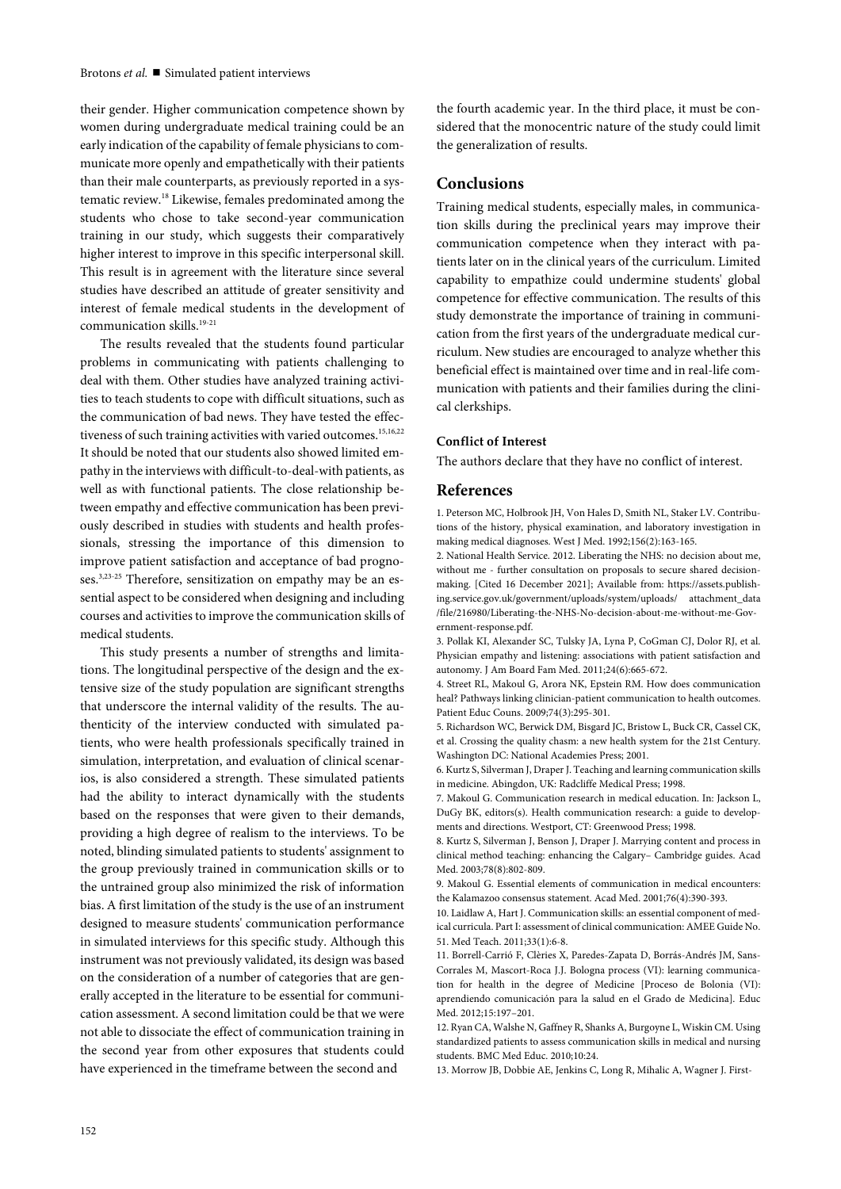their gender. Higher communication competence shown by women during undergraduate medical training could be an early indication of the capability of female physicians to communicate more openly and empathetically with their patients than their male counterparts, as previously reported in a systematic review.[18] Likewise, females predominated among the students who chose to take second-year communication training in our study, which suggests their comparatively higher interest to improve in this specific interpersonal skill. This result is in agreement with the literature since several studies have described an attitude of greater sensitivity and interest of female medical students in the development of communication skills.[19-21]

The results revealed that the students found particular problems in communicating with patients challenging to deal with them. Other studies have analyzed training activities to teach students to cope with difficult situations, such as the communication of bad news. They have tested the effectiveness of such training activities with varied outcomes.[15,16,22] It should be noted that our students also showed limited empathy in the interviews with difficult-to-deal-with patients, as well as with functional patients. The close relationship between empathy and effective communication has been previously described in studies with students and health professionals, stressing the importance of this dimension to improve patient satisfaction and acceptance of bad prognoses.[3,23-25] Therefore, sensitization on empathy may be an essential aspect to be considered when designing and including courses and activities to improve the communication skills of medical students.

This study presents a number of strengths and limitations. The longitudinal perspective of the design and the extensive size of the study population are significant strengths that underscore the internal validity of the results. The authenticity of the interview conducted with simulated patients, who were health professionals specifically trained in simulation, interpretation, and evaluation of clinical scenarios, is also considered a strength. These simulated patients had the ability to interact dynamically with the students based on the responses that were given to their demands, providing a high degree of realism to the interviews. To be noted, blinding simulated patients to students' assignment to the group previously trained in communication skills or to the untrained group also minimized the risk of information bias. A first limitation of the study is the use of an instrument designed to measure students' communication performance in simulated interviews for this specific study. Although this instrument was not previously validated, its design was based on the consideration of a number of categories that are generally accepted in the literature to be essential for communication assessment. A second limitation could be that we were not able to dissociate the effect of communication training in the second year from other exposures that students could have experienced in the timeframe between the second and the fourth academic year. In the third place, it must be considered that the monocentric nature of the study could limit the generalization of results.

## Conclusions

Training medical students, especially males, in communication skills during the preclinical years may improve their communication competence when they interact with patients later on in the clinical years of the curriculum. Limited capability to empathize could undermine students' global competence for effective communication. The results of this study demonstrate the importance of training in communication from the first years of the undergraduate medical curriculum. New studies are encouraged to analyze whether this beneficial effect is maintained over time and in real-life communication with patients and their families during the clinical clerkships.

### Conflict of Interest

The authors declare that they have no conflict of interest.

## References

1. Peterson MC, Holbrook JH, Von Hales D, Smith NL, Staker LV. Contributions of the history, physical examination, and laboratory investigation in making medical diagnoses. West J Med. 1992;156(2):163-165.
2. National Health Service. 2012. Liberating the NHS: no decision about me, without me - further consultation on proposals to secure shared decision-making. [Cited 16 December 2021]; Available from: https://assets.publishing.service.gov.uk/government/uploads/system/uploads/ attachment_data /file/216980/Liberating-the-NHS-No-decision-about-me-without-me-Government-response.pdf.
3. Pollak KI, Alexander SC, Tulsky JA, Lyna P, CoGman CJ, Dolor RJ, et al. Physician empathy and listening: associations with patient satisfaction and autonomy. J Am Board Fam Med. 2011;24(6):665-672.
4. Street RL, Makoul G, Arora NK, Epstein RM. How does communication heal? Pathways linking clinician-patient communication to health outcomes. Patient Educ Couns. 2009;74(3):295-301.
5. Richardson WC, Berwick DM, Bisgard JC, Bristow L, Buck CR, Cassel CK, et al. Crossing the quality chasm: a new health system for the 21st Century. Washington DC: National Academies Press; 2001.
6. Kurtz S, Silverman J, Draper J. Teaching and learning communication skills in medicine. Abingdon, UK: Radcliffe Medical Press; 1998.
7. Makoul G. Communication research in medical education. In: Jackson L, DuGy BK, editors(s). Health communication research: a guide to developments and directions. Westport, CT: Greenwood Press; 1998.
8. Kurtz S, Silverman J, Benson J, Draper J. Marrying content and process in clinical method teaching: enhancing the Calgary– Cambridge guides. Acad Med. 2003;78(8):802-809.
9. Makoul G. Essential elements of communication in medical encounters: the Kalamazoo consensus statement. Acad Med. 2001;76(4):390-393.
10. Laidlaw A, Hart J. Communication skills: an essential component of medical curricula. Part I: assessment of clinical communication: AMEE Guide No. 51. Med Teach. 2011;33(1):6-8.
11. Borrell-Carrió F, Clèries X, Paredes-Zapata D, Borrás-Andrés JM, Sans-Corrales M, Mascort-Roca J.J. Bologna process (VI): learning communication for health in the degree of Medicine [Proceso de Bolonia (VI): aprendiendo comunicación para la salud en el Grado de Medicina]. Educ Med. 2012;15:197–201.
12. Ryan CA, Walshe N, Gaffney R, Shanks A, Burgoyne L, Wiskin CM. Using standardized patients to assess communication skills in medical and nursing students. BMC Med Educ. 2010;10:24.
13. Morrow JB, Dobbie AE, Jenkins C, Long R, Mihalic A, Wagner J. First-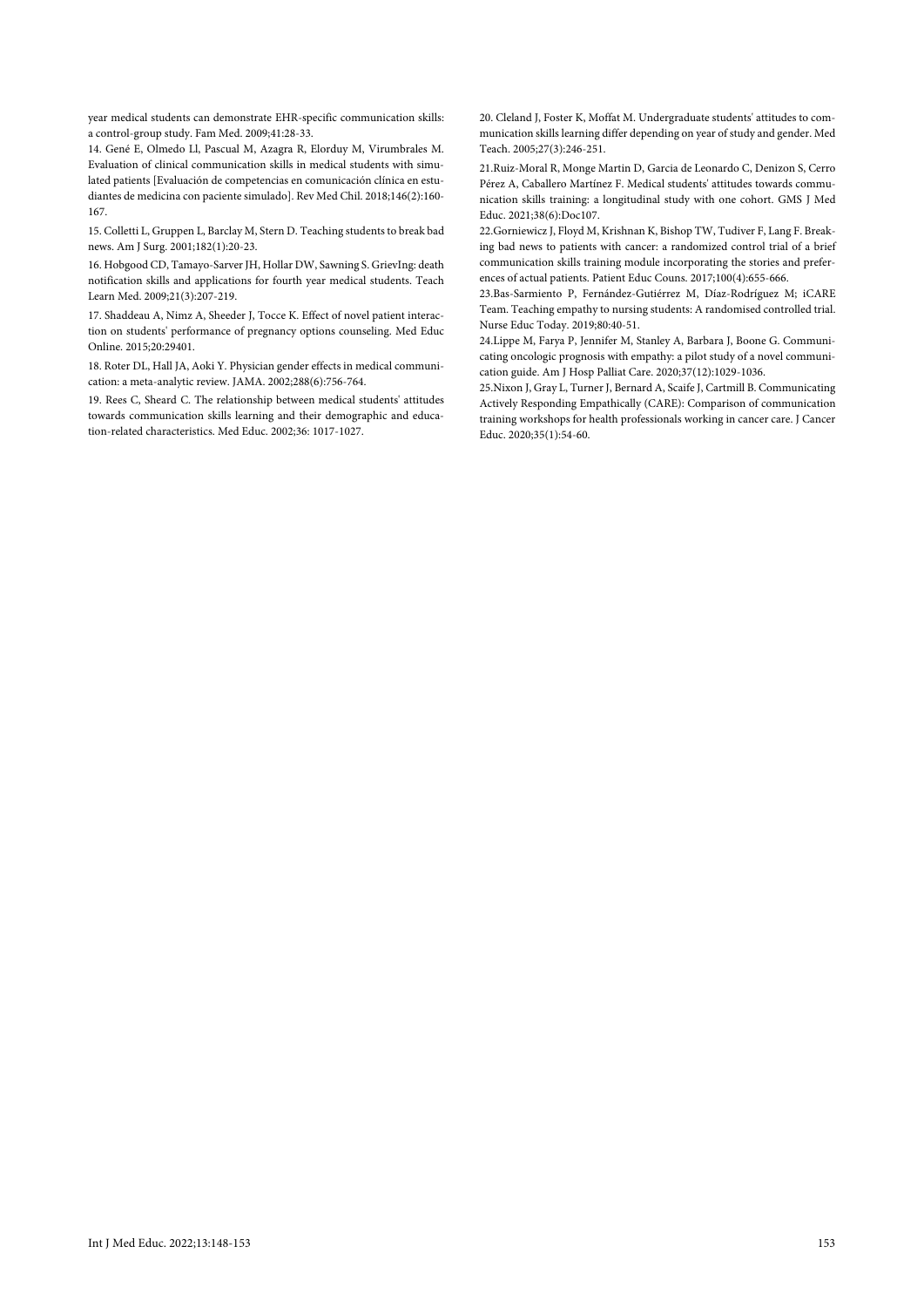year medical students can demonstrate EHR-specific communication skills: a control-group study. Fam Med. 2009;41:28-33.

14. Gené E, Olmedo Ll, Pascual M, Azagra R, Elorduy M, Virumbrales M. Evaluation of clinical communication skills in medical students with simulated patients [Evaluación de competencias en comunicación clínica en estudiantes de medicina con paciente simulado]. Rev Med Chil. 2018;146(2):160-167.

15. Colletti L, Gruppen L, Barclay M, Stern D. Teaching students to break bad news. Am J Surg. 2001;182(1):20-23.

16. Hobgood CD, Tamayo-Sarver JH, Hollar DW, Sawning S. GrievIng: death notification skills and applications for fourth year medical students. Teach Learn Med. 2009;21(3):207-219.

17. Shaddeau A, Nimz A, Sheeder J, Tocce K. Effect of novel patient interaction on students' performance of pregnancy options counseling. Med Educ Online. 2015;20:29401.

18. Roter DL, Hall JA, Aoki Y. Physician gender effects in medical communication: a meta-analytic review. JAMA. 2002;288(6):756-764.

19. Rees C, Sheard C. The relationship between medical students' attitudes towards communication skills learning and their demographic and education-related characteristics. Med Educ. 2002;36: 1017-1027.

20. Cleland J, Foster K, Moffat M. Undergraduate students' attitudes to communication skills learning differ depending on year of study and gender. Med Teach. 2005;27(3):246-251.

21.Ruiz-Moral R, Monge Martin D, Garcia de Leonardo C, Denizon S, Cerro Pérez A, Caballero Martínez F. Medical students' attitudes towards communication skills training: a longitudinal study with one cohort. GMS J Med Educ. 2021;38(6):Doc107.

22.Gorniewicz J, Floyd M, Krishnan K, Bishop TW, Tudiver F, Lang F. Breaking bad news to patients with cancer: a randomized control trial of a brief communication skills training module incorporating the stories and preferences of actual patients. Patient Educ Couns. 2017;100(4):655-666.

23.Bas-Sarmiento P, Fernández-Gutiérrez M, Díaz-Rodríguez M; iCARE Team. Teaching empathy to nursing students: A randomised controlled trial. Nurse Educ Today. 2019;80:40-51.

24.Lippe M, Farya P, Jennifer M, Stanley A, Barbara J, Boone G. Communicating oncologic prognosis with empathy: a pilot study of a novel communication guide. Am J Hosp Palliat Care. 2020;37(12):1029-1036.

25.Nixon J, Gray L, Turner J, Bernard A, Scaife J, Cartmill B. Communicating Actively Responding Empathically (CARE): Comparison of communication training workshops for health professionals working in cancer care. J Cancer Educ. 2020;35(1):54-60.